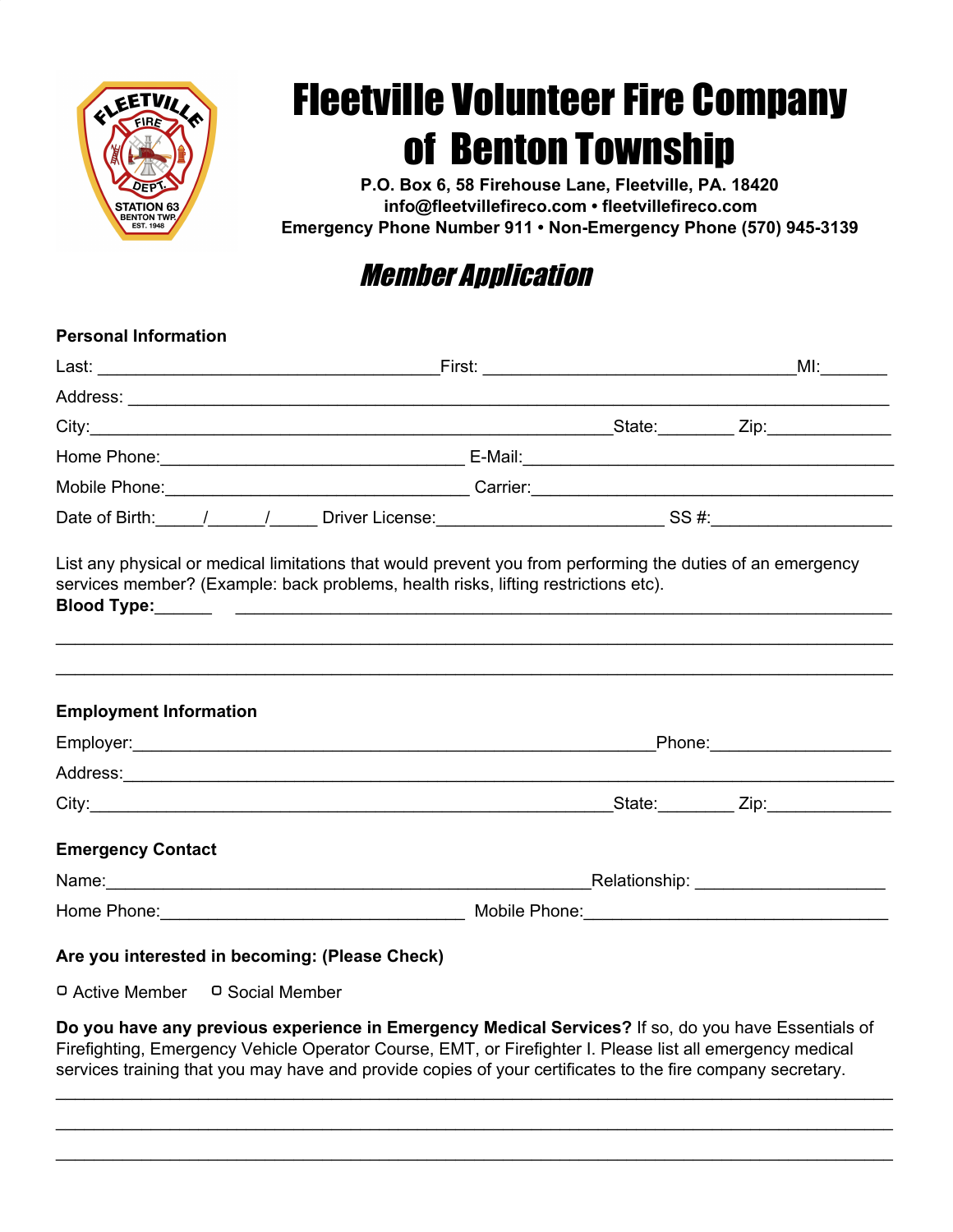# Fleetville Volunteer Fire Company of Benton Township

**P.O. Box 6, 58 Firehouse Lane, Fleetville, PA. 18420**
**info@fleetvillefireco.com • fleetvillefireco.com**
**Emergency Phone Number 911 • Non-Emergency Phone (570) 945-3139**

## *Member Application*

**Personal Information**

Last: ___________________________________First: ________________________________MI:_______

Address: ________________________________________________________________________________

City:______________________________________________________State:________ Zip:_____________

Home Phone:________________________________ E-Mail:_______________________________________

Mobile Phone:_______________________________ Carrier:______________________________________

Date of Birth:_____/______/_____ Driver License:_______________________ SS #:__________________

List any physical or medical limitations that would prevent you from performing the duties of an emergency services member? (Example: back problems, health risks, lifting restrictions etc).

**Blood Type:**______ _________________________________________________________________________

_______________________________________________________________________________________

_______________________________________________________________________________________

**Employment Information**

Employer:_______________________________________________________Phone:___________________

Address:________________________________________________________________________________

City:______________________________________________________State:________ Zip:_____________

**Emergency Contact**

Name:__________________________________________________Relationship: ____________________

Home Phone:________________________________ Mobile Phone:_________________________________

**Are you interested in becoming: (Please Check)**

☐ Active Member ☐ Social Member

**Do you have any previous experience in Emergency Medical Services?** If so, do you have Essentials of Firefighting, Emergency Vehicle Operator Course, EMT, or Firefighter I. Please list all emergency medical services training that you may have and provide copies of your certificates to the fire company secretary.

_______________________________________________________________________________________

_______________________________________________________________________________________

_______________________________________________________________________________________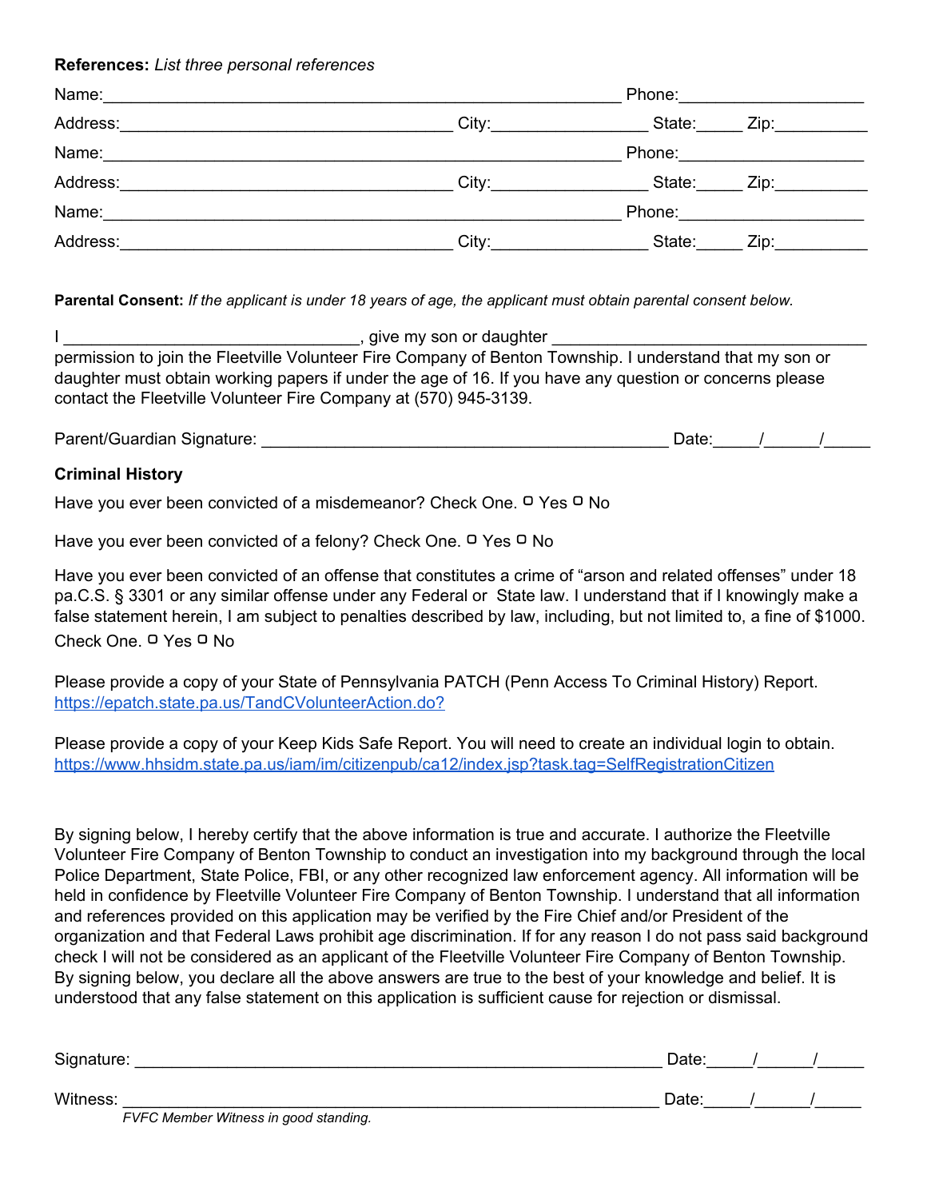**References:** *List three personal references*

Name:_______________________________________________________ Phone:____________________

Address:___________________________________ City:________________ State:_____ Zip:__________

Name:_______________________________________________________ Phone:____________________

Address:___________________________________ City:________________ State:_____ Zip:__________

Name:_______________________________________________________ Phone:____________________

Address:___________________________________ City:________________ State:_____ Zip:__________

**Parental Consent:** *If the applicant is under 18 years of age, the applicant must obtain parental consent below.*

I ________________________________, give my son or daughter __________________________________ permission to join the Fleetville Volunteer Fire Company of Benton Township. I understand that my son or daughter must obtain working papers if under the age of 16. If you have any question or concerns please contact the Fleetville Volunteer Fire Company at (570) 945-3139.

Parent/Guardian Signature: ____________________________________________ Date:_____/______/_____

**Criminal History**

Have you ever been convicted of a misdemeanor? Check One. ☐ Yes ☐ No

Have you ever been convicted of a felony? Check One. ☐ Yes ☐ No

Have you ever been convicted of an offense that constitutes a crime of "arson and related offenses" under 18 pa.C.S. § 3301 or any similar offense under any Federal or State law. I understand that if I knowingly make a false statement herein, I am subject to penalties described by law, including, but not limited to, a fine of $1000. Check One. ☐ Yes ☐ No

Please provide a copy of your State of Pennsylvania PATCH (Penn Access To Criminal History) Report. https://epatch.state.pa.us/TandCVolunteerAction.do?

Please provide a copy of your Keep Kids Safe Report. You will need to create an individual login to obtain. https://www.hhsidm.state.pa.us/iam/im/citizenpub/ca12/index.jsp?task.tag=SelfRegistrationCitizen

By signing below, I hereby certify that the above information is true and accurate. I authorize the Fleetville Volunteer Fire Company of Benton Township to conduct an investigation into my background through the local Police Department, State Police, FBI, or any other recognized law enforcement agency. All information will be held in confidence by Fleetville Volunteer Fire Company of Benton Township. I understand that all information and references provided on this application may be verified by the Fire Chief and/or President of the organization and that Federal Laws prohibit age discrimination. If for any reason I do not pass said background check I will not be considered as an applicant of the Fleetville Volunteer Fire Company of Benton Township. By signing below, you declare all the above answers are true to the best of your knowledge and belief. It is understood that any false statement on this application is sufficient cause for rejection or dismissal.

Signature: __________________________________________________________ Date:_____/______/_____

Witness: ___________________________________________________________ Date:_____/______/_____

*FVFC Member Witness in good standing.*